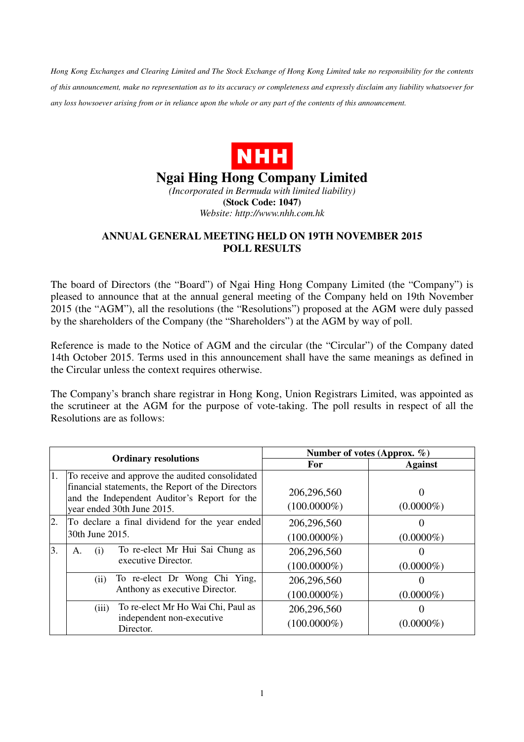*Hong Kong Exchanges and Clearing Limited and The Stock Exchange of Hong Kong Limited take no responsibility for the contents of this announcement, make no representation as to its accuracy or completeness and expressly disclaim any liability whatsoever for any loss howsoever arising from or in reliance upon the whole or any part of the contents of this announcement.*

NHH

# Ngai Hing Hong Company Limited

*(Incorporated in Bermuda with limited liability)*

**(Stock Code: 1047)**

*Website: http://www.nhh.com.hk*

## ANNUAL GENERAL MEETING HELD ON 19TH NOVEMBER 2015 POLL RESULTS

The board of Directors (the "Board") of Ngai Hing Hong Company Limited (the "Company") is pleased to announce that at the annual general meeting of the Company held on 19th November 2015 (the "AGM"), all the resolutions (the "Resolutions") proposed at the AGM were duly passed by the shareholders of the Company (the "Shareholders") at the AGM by way of poll.

Reference is made to the Notice of AGM and the circular (the "Circular") of the Company dated 14th October 2015. Terms used in this announcement shall have the same meanings as defined in the Circular unless the context requires otherwise.

The Company's branch share registrar in Hong Kong, Union Registrars Limited, was appointed as the scrutineer at the AGM for the purpose of vote-taking. The poll results in respect of all the Resolutions are as follows:

| | Ordinary resolutions | Number of votes (Approx. %) | |
|---|---|---|---|
| | | For | Against |
| 1. | To receive and approve the audited consolidated financial statements, the Report of the Directors and the Independent Auditor's Report for the year ended 30th June 2015. | 206,296,560 (100.0000%) | 0 (0.0000%) |
| 2. | To declare a final dividend for the year ended 30th June 2015. | 206,296,560 (100.0000%) | 0 (0.0000%) |
| 3. | A. (i) To re-elect Mr Hui Sai Chung as executive Director. | 206,296,560 (100.0000%) | 0 (0.0000%) |
| | (ii) To re-elect Dr Wong Chi Ying, Anthony as executive Director. | 206,296,560 (100.0000%) | 0 (0.0000%) |
| | (iii) To re-elect Mr Ho Wai Chi, Paul as independent non-executive Director. | 206,296,560 (100.0000%) | 0 (0.0000%) |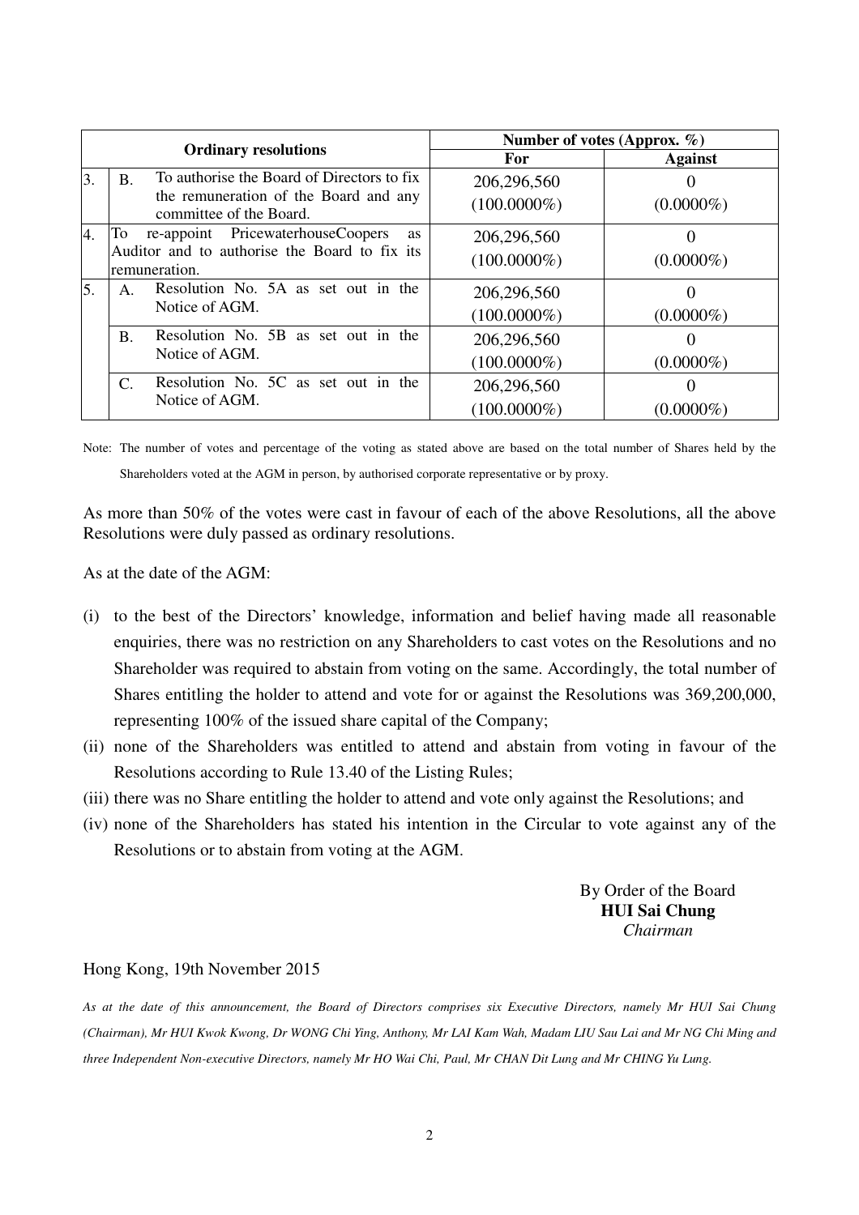| Ordinary resolutions | | Number of votes (Approx. %) | |
|---|---|---|---|
| | | For | Against |
| 3. | B. To authorise the Board of Directors to fix the remuneration of the Board and any committee of the Board. | 206,296,560 (100.0000%) | 0 (0.0000%) |
| 4. | To re-appoint PricewaterhouseCoopers as Auditor and to authorise the Board to fix its remuneration. | 206,296,560 (100.0000%) | 0 (0.0000%) |
| 5. | A. Resolution No. 5A as set out in the Notice of AGM. | 206,296,560 (100.0000%) | 0 (0.0000%) |
| | B. Resolution No. 5B as set out in the Notice of AGM. | 206,296,560 (100.0000%) | 0 (0.0000%) |
| | C. Resolution No. 5C as set out in the Notice of AGM. | 206,296,560 (100.0000%) | 0 (0.0000%) |

Note: The number of votes and percentage of the voting as stated above are based on the total number of Shares held by the Shareholders voted at the AGM in person, by authorised corporate representative or by proxy.

As more than 50% of the votes were cast in favour of each of the above Resolutions, all the above Resolutions were duly passed as ordinary resolutions.

As at the date of the AGM:

(i) to the best of the Directors' knowledge, information and belief having made all reasonable enquiries, there was no restriction on any Shareholders to cast votes on the Resolutions and no Shareholder was required to abstain from voting on the same. Accordingly, the total number of Shares entitling the holder to attend and vote for or against the Resolutions was 369,200,000, representing 100% of the issued share capital of the Company;

(ii) none of the Shareholders was entitled to attend and abstain from voting in favour of the Resolutions according to Rule 13.40 of the Listing Rules;

(iii) there was no Share entitling the holder to attend and vote only against the Resolutions; and

(iv) none of the Shareholders has stated his intention in the Circular to vote against any of the Resolutions or to abstain from voting at the AGM.

By Order of the Board
**HUI Sai Chung**
*Chairman*

Hong Kong, 19th November 2015

*As at the date of this announcement, the Board of Directors comprises six Executive Directors, namely Mr HUI Sai Chung (Chairman), Mr HUI Kwok Kwong, Dr WONG Chi Ying, Anthony, Mr LAI Kam Wah, Madam LIU Sau Lai and Mr NG Chi Ming and three Independent Non-executive Directors, namely Mr HO Wai Chi, Paul, Mr CHAN Dit Lung and Mr CHING Yu Lung.*